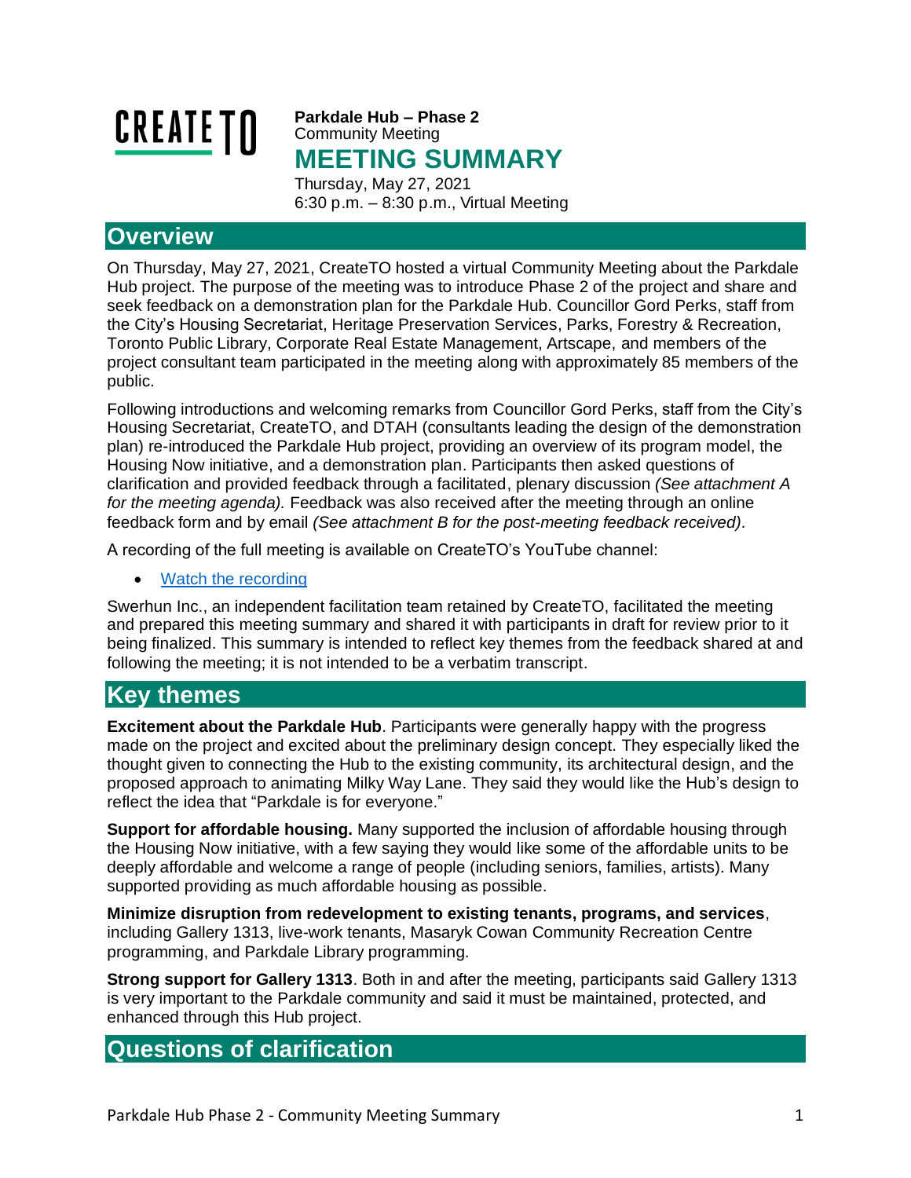CREATE TO

**Parkdale Hub – Phase 2**
Community Meeting

# MEETING SUMMARY

Thursday, May 27, 2021
6:30 p.m. – 8:30 p.m., Virtual Meeting

## Overview

On Thursday, May 27, 2021, CreateTO hosted a virtual Community Meeting about the Parkdale Hub project. The purpose of the meeting was to introduce Phase 2 of the project and share and seek feedback on a demonstration plan for the Parkdale Hub. Councillor Gord Perks, staff from the City's Housing Secretariat, Heritage Preservation Services, Parks, Forestry & Recreation, Toronto Public Library, Corporate Real Estate Management, Artscape, and members of the project consultant team participated in the meeting along with approximately 85 members of the public.

Following introductions and welcoming remarks from Councillor Gord Perks, staff from the City's Housing Secretariat, CreateTO, and DTAH (consultants leading the design of the demonstration plan) re-introduced the Parkdale Hub project, providing an overview of its program model, the Housing Now initiative, and a demonstration plan. Participants then asked questions of clarification and provided feedback through a facilitated, plenary discussion *(See attachment A for the meeting agenda).* Feedback was also received after the meeting through an online feedback form and by email *(See attachment B for the post-meeting feedback received).*

A recording of the full meeting is available on CreateTO's YouTube channel:

- Watch the recording

Swerhun Inc., an independent facilitation team retained by CreateTO, facilitated the meeting and prepared this meeting summary and shared it with participants in draft for review prior to it being finalized. This summary is intended to reflect key themes from the feedback shared at and following the meeting; it is not intended to be a verbatim transcript.

## Key themes

**Excitement about the Parkdale Hub**. Participants were generally happy with the progress made on the project and excited about the preliminary design concept. They especially liked the thought given to connecting the Hub to the existing community, its architectural design, and the proposed approach to animating Milky Way Lane. They said they would like the Hub's design to reflect the idea that "Parkdale is for everyone."

**Support for affordable housing.** Many supported the inclusion of affordable housing through the Housing Now initiative, with a few saying they would like some of the affordable units to be deeply affordable and welcome a range of people (including seniors, families, artists). Many supported providing as much affordable housing as possible.

**Minimize disruption from redevelopment to existing tenants, programs, and services**, including Gallery 1313, live-work tenants, Masaryk Cowan Community Recreation Centre programming, and Parkdale Library programming.

**Strong support for Gallery 1313**. Both in and after the meeting, participants said Gallery 1313 is very important to the Parkdale community and said it must be maintained, protected, and enhanced through this Hub project.

## Questions of clarification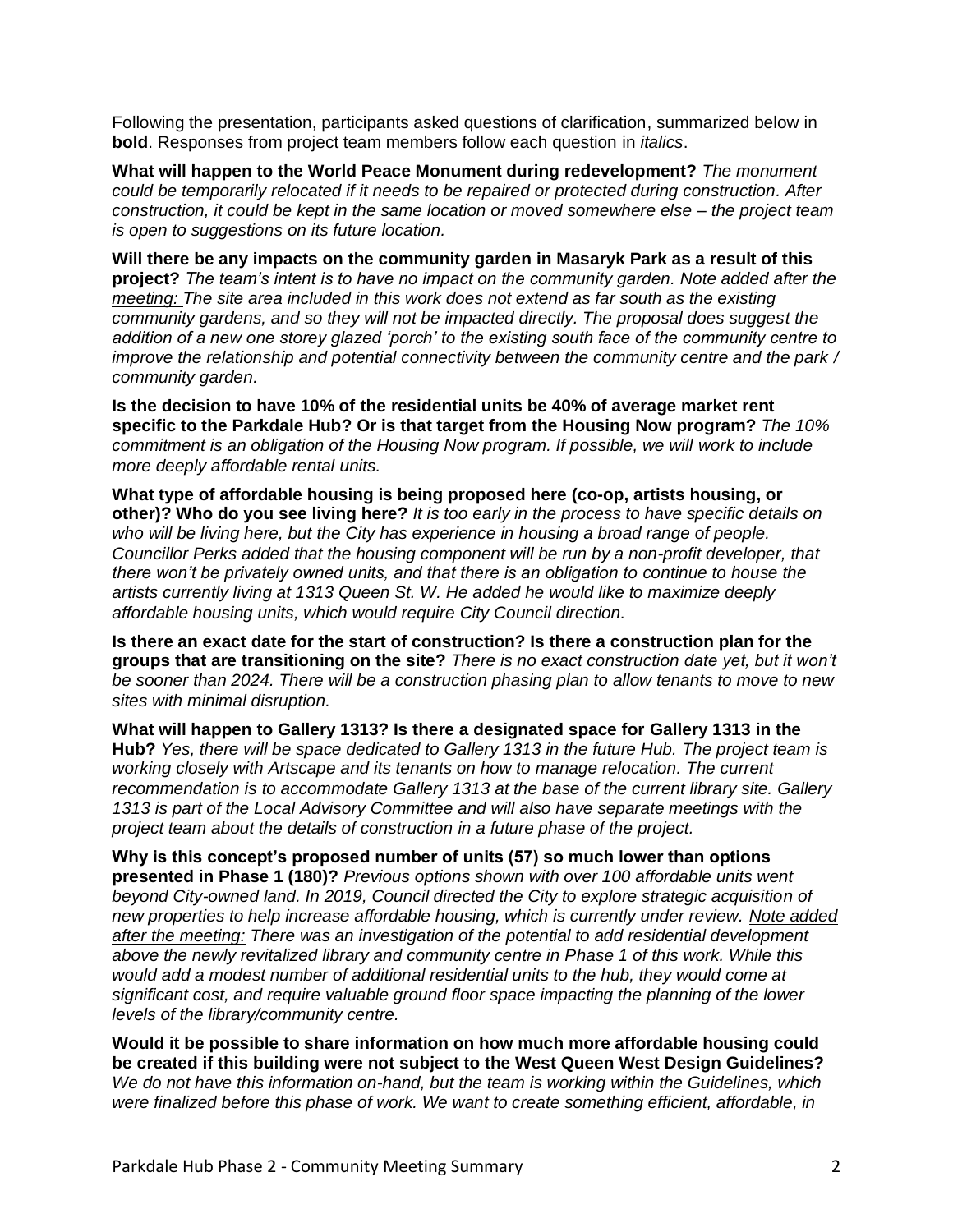Following the presentation, participants asked questions of clarification, summarized below in **bold**. Responses from project team members follow each question in *italics*.

**What will happen to the World Peace Monument during redevelopment?** *The monument could be temporarily relocated if it needs to be repaired or protected during construction. After construction, it could be kept in the same location or moved somewhere else – the project team is open to suggestions on its future location.*

**Will there be any impacts on the community garden in Masaryk Park as a result of this project?** *The team's intent is to have no impact on the community garden. <u>Note added after the meeting:</u> The site area included in this work does not extend as far south as the existing community gardens, and so they will not be impacted directly. The proposal does suggest the addition of a new one storey glazed 'porch' to the existing south face of the community centre to improve the relationship and potential connectivity between the community centre and the park / community garden.*

**Is the decision to have 10% of the residential units be 40% of average market rent specific to the Parkdale Hub? Or is that target from the Housing Now program?** *The 10% commitment is an obligation of the Housing Now program. If possible, we will work to include more deeply affordable rental units.*

**What type of affordable housing is being proposed here (co-op, artists housing, or other)? Who do you see living here?** *It is too early in the process to have specific details on who will be living here, but the City has experience in housing a broad range of people. Councillor Perks added that the housing component will be run by a non-profit developer, that there won't be privately owned units, and that there is an obligation to continue to house the artists currently living at 1313 Queen St. W. He added he would like to maximize deeply affordable housing units, which would require City Council direction.*

**Is there an exact date for the start of construction? Is there a construction plan for the groups that are transitioning on the site?** *There is no exact construction date yet, but it won't be sooner than 2024. There will be a construction phasing plan to allow tenants to move to new sites with minimal disruption.*

**What will happen to Gallery 1313? Is there a designated space for Gallery 1313 in the Hub?** *Yes, there will be space dedicated to Gallery 1313 in the future Hub. The project team is working closely with Artscape and its tenants on how to manage relocation. The current recommendation is to accommodate Gallery 1313 at the base of the current library site. Gallery 1313 is part of the Local Advisory Committee and will also have separate meetings with the project team about the details of construction in a future phase of the project.*

**Why is this concept's proposed number of units (57) so much lower than options presented in Phase 1 (180)?** *Previous options shown with over 100 affordable units went beyond City-owned land. In 2019, Council directed the City to explore strategic acquisition of new properties to help increase affordable housing, which is currently under review. <u>Note added after the meeting:</u> There was an investigation of the potential to add residential development above the newly revitalized library and community centre in Phase 1 of this work. While this would add a modest number of additional residential units to the hub, they would come at significant cost, and require valuable ground floor space impacting the planning of the lower levels of the library/community centre.*

**Would it be possible to share information on how much more affordable housing could be created if this building were not subject to the West Queen West Design Guidelines?** *We do not have this information on-hand, but the team is working within the Guidelines, which were finalized before this phase of work. We want to create something efficient, affordable, in*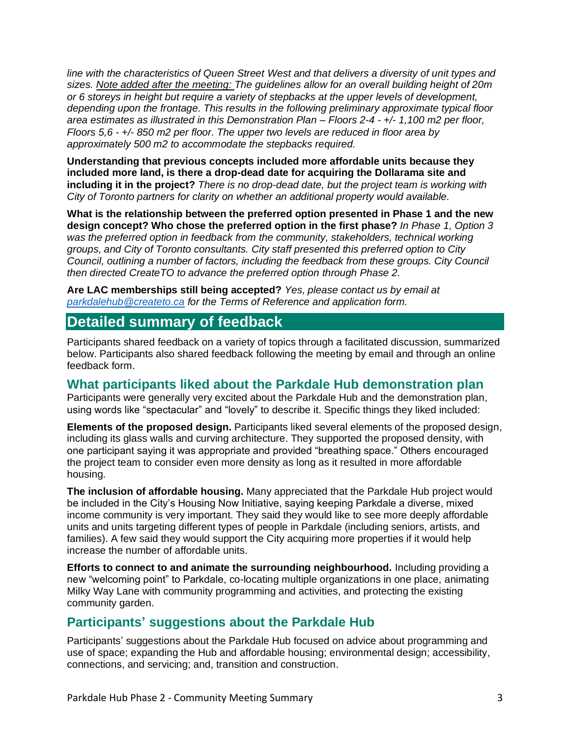*line with the characteristics of Queen Street West and that delivers a diversity of unit types and sizes. Note added after the meeting: The guidelines allow for an overall building height of 20m or 6 storeys in height but require a variety of stepbacks at the upper levels of development, depending upon the frontage. This results in the following preliminary approximate typical floor area estimates as illustrated in this Demonstration Plan – Floors 2-4 - +/- 1,100 m2 per floor, Floors 5,6 - +/- 850 m2 per floor. The upper two levels are reduced in floor area by approximately 500 m2 to accommodate the stepbacks required.*

**Understanding that previous concepts included more affordable units because they included more land, is there a drop-dead date for acquiring the Dollarama site and including it in the project?** *There is no drop-dead date, but the project team is working with City of Toronto partners for clarity on whether an additional property would available.*

**What is the relationship between the preferred option presented in Phase 1 and the new design concept? Who chose the preferred option in the first phase?** *In Phase 1, Option 3 was the preferred option in feedback from the community, stakeholders, technical working groups, and City of Toronto consultants. City staff presented this preferred option to City Council, outlining a number of factors, including the feedback from these groups. City Council then directed CreateTO to advance the preferred option through Phase 2.*

**Are LAC memberships still being accepted?** *Yes, please contact us by email at [parkdalehub@createto.ca](mailto:parkdalehub@createto.ca) for the Terms of Reference and application form.*

## Detailed summary of feedback

Participants shared feedback on a variety of topics through a facilitated discussion, summarized below. Participants also shared feedback following the meeting by email and through an online feedback form.

### What participants liked about the Parkdale Hub demonstration plan

Participants were generally very excited about the Parkdale Hub and the demonstration plan, using words like “spectacular” and “lovely” to describe it. Specific things they liked included:

**Elements of the proposed design.** Participants liked several elements of the proposed design, including its glass walls and curving architecture. They supported the proposed density, with one participant saying it was appropriate and provided “breathing space.” Others encouraged the project team to consider even more density as long as it resulted in more affordable housing.

**The inclusion of affordable housing.** Many appreciated that the Parkdale Hub project would be included in the City’s Housing Now Initiative, saying keeping Parkdale a diverse, mixed income community is very important. They said they would like to see more deeply affordable units and units targeting different types of people in Parkdale (including seniors, artists, and families). A few said they would support the City acquiring more properties if it would help increase the number of affordable units.

**Efforts to connect to and animate the surrounding neighbourhood.** Including providing a new “welcoming point” to Parkdale, co-locating multiple organizations in one place, animating Milky Way Lane with community programming and activities, and protecting the existing community garden.

### Participants’ suggestions about the Parkdale Hub

Participants’ suggestions about the Parkdale Hub focused on advice about programming and use of space; expanding the Hub and affordable housing; environmental design; accessibility, connections, and servicing; and, transition and construction.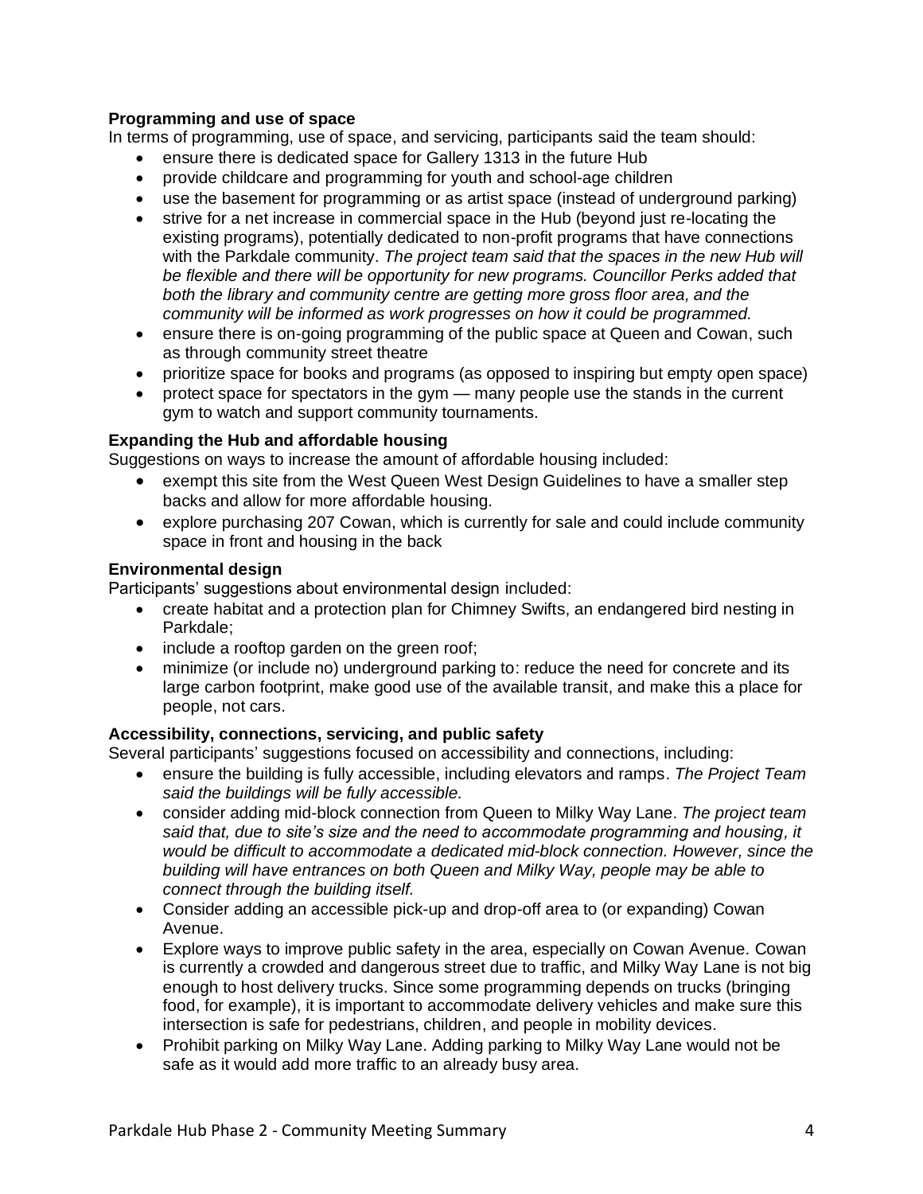**Programming and use of space**

In terms of programming, use of space, and servicing, participants said the team should:

- ensure there is dedicated space for Gallery 1313 in the future Hub
- provide childcare and programming for youth and school-age children
- use the basement for programming or as artist space (instead of underground parking)
- strive for a net increase in commercial space in the Hub (beyond just re-locating the existing programs), potentially dedicated to non-profit programs that have connections with the Parkdale community. *The project team said that the spaces in the new Hub will be flexible and there will be opportunity for new programs. Councillor Perks added that both the library and community centre are getting more gross floor area, and the community will be informed as work progresses on how it could be programmed.*
- ensure there is on-going programming of the public space at Queen and Cowan, such as through community street theatre
- prioritize space for books and programs (as opposed to inspiring but empty open space)
- protect space for spectators in the gym — many people use the stands in the current gym to watch and support community tournaments.

**Expanding the Hub and affordable housing**

Suggestions on ways to increase the amount of affordable housing included:

- exempt this site from the West Queen West Design Guidelines to have a smaller step backs and allow for more affordable housing.
- explore purchasing 207 Cowan, which is currently for sale and could include community space in front and housing in the back

**Environmental design**

Participants' suggestions about environmental design included:

- create habitat and a protection plan for Chimney Swifts, an endangered bird nesting in Parkdale;
- include a rooftop garden on the green roof;
- minimize (or include no) underground parking to: reduce the need for concrete and its large carbon footprint, make good use of the available transit, and make this a place for people, not cars.

**Accessibility, connections, servicing, and public safety**

Several participants' suggestions focused on accessibility and connections, including:

- ensure the building is fully accessible, including elevators and ramps. *The Project Team said the buildings will be fully accessible.*
- consider adding mid-block connection from Queen to Milky Way Lane. *The project team said that, due to site's size and the need to accommodate programming and housing, it would be difficult to accommodate a dedicated mid-block connection. However, since the building will have entrances on both Queen and Milky Way, people may be able to connect through the building itself.*
- Consider adding an accessible pick-up and drop-off area to (or expanding) Cowan Avenue.
- Explore ways to improve public safety in the area, especially on Cowan Avenue. Cowan is currently a crowded and dangerous street due to traffic, and Milky Way Lane is not big enough to host delivery trucks. Since some programming depends on trucks (bringing food, for example), it is important to accommodate delivery vehicles and make sure this intersection is safe for pedestrians, children, and people in mobility devices.
- Prohibit parking on Milky Way Lane. Adding parking to Milky Way Lane would not be safe as it would add more traffic to an already busy area.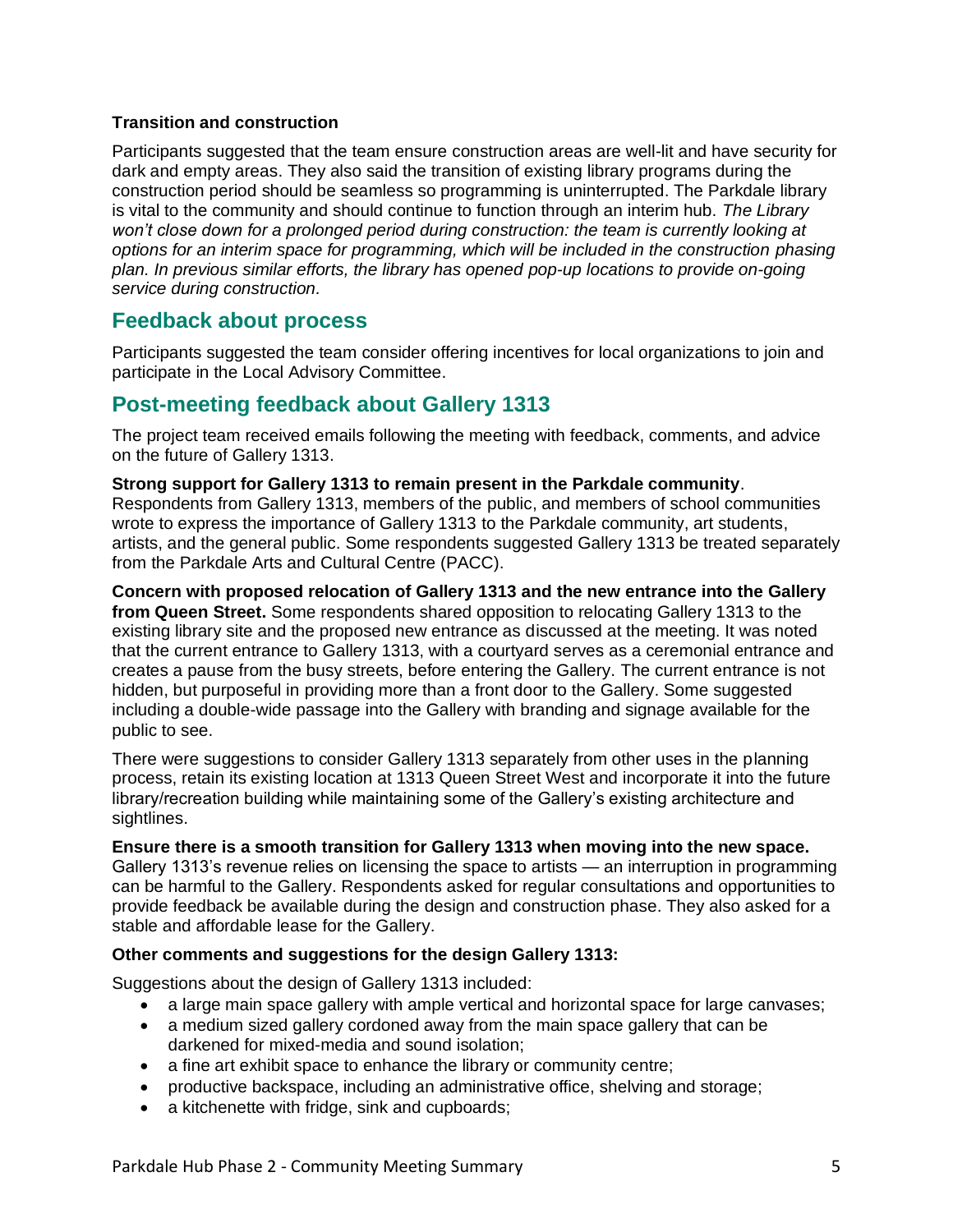**Transition and construction**

Participants suggested that the team ensure construction areas are well-lit and have security for dark and empty areas. They also said the transition of existing library programs during the construction period should be seamless so programming is uninterrupted. The Parkdale library is vital to the community and should continue to function through an interim hub. *The Library won't close down for a prolonged period during construction: the team is currently looking at options for an interim space for programming, which will be included in the construction phasing plan. In previous similar efforts, the library has opened pop-up locations to provide on-going service during construction.*

## Feedback about process

Participants suggested the team consider offering incentives for local organizations to join and participate in the Local Advisory Committee.

## Post-meeting feedback about Gallery 1313

The project team received emails following the meeting with feedback, comments, and advice on the future of Gallery 1313.

**Strong support for Gallery 1313 to remain present in the Parkdale community**. Respondents from Gallery 1313, members of the public, and members of school communities wrote to express the importance of Gallery 1313 to the Parkdale community, art students, artists, and the general public. Some respondents suggested Gallery 1313 be treated separately from the Parkdale Arts and Cultural Centre (PACC).

**Concern with proposed relocation of Gallery 1313 and the new entrance into the Gallery from Queen Street.** Some respondents shared opposition to relocating Gallery 1313 to the existing library site and the proposed new entrance as discussed at the meeting. It was noted that the current entrance to Gallery 1313, with a courtyard serves as a ceremonial entrance and creates a pause from the busy streets, before entering the Gallery. The current entrance is not hidden, but purposeful in providing more than a front door to the Gallery. Some suggested including a double-wide passage into the Gallery with branding and signage available for the public to see.

There were suggestions to consider Gallery 1313 separately from other uses in the planning process, retain its existing location at 1313 Queen Street West and incorporate it into the future library/recreation building while maintaining some of the Gallery's existing architecture and sightlines.

**Ensure there is a smooth transition for Gallery 1313 when moving into the new space.** Gallery 1313's revenue relies on licensing the space to artists — an interruption in programming can be harmful to the Gallery. Respondents asked for regular consultations and opportunities to provide feedback be available during the design and construction phase. They also asked for a stable and affordable lease for the Gallery.

**Other comments and suggestions for the design Gallery 1313:**

Suggestions about the design of Gallery 1313 included:

- a large main space gallery with ample vertical and horizontal space for large canvases;
- a medium sized gallery cordoned away from the main space gallery that can be darkened for mixed-media and sound isolation;
- a fine art exhibit space to enhance the library or community centre;
- productive backspace, including an administrative office, shelving and storage;
- a kitchenette with fridge, sink and cupboards;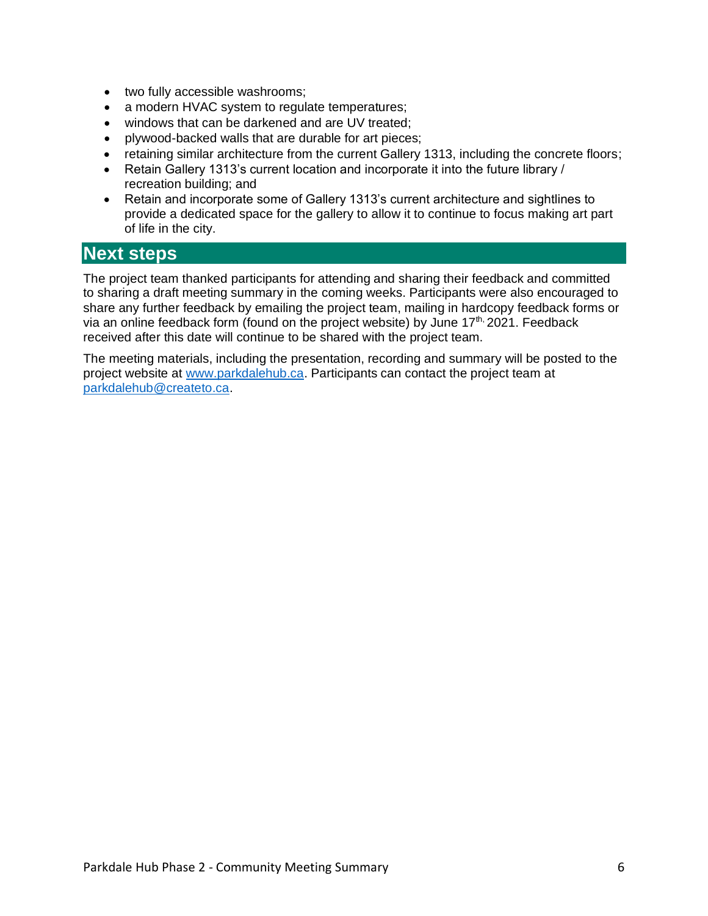- two fully accessible washrooms;
- a modern HVAC system to regulate temperatures;
- windows that can be darkened and are UV treated;
- plywood-backed walls that are durable for art pieces;
- retaining similar architecture from the current Gallery 1313, including the concrete floors;
- Retain Gallery 1313's current location and incorporate it into the future library / recreation building; and
- Retain and incorporate some of Gallery 1313's current architecture and sightlines to provide a dedicated space for the gallery to allow it to continue to focus making art part of life in the city.

## Next steps

The project team thanked participants for attending and sharing their feedback and committed to sharing a draft meeting summary in the coming weeks. Participants were also encouraged to share any further feedback by emailing the project team, mailing in hardcopy feedback forms or via an online feedback form (found on the project website) by June 17th, 2021. Feedback received after this date will continue to be shared with the project team.

The meeting materials, including the presentation, recording and summary will be posted to the project website at www.parkdalehub.ca. Participants can contact the project team at parkdalehub@createto.ca.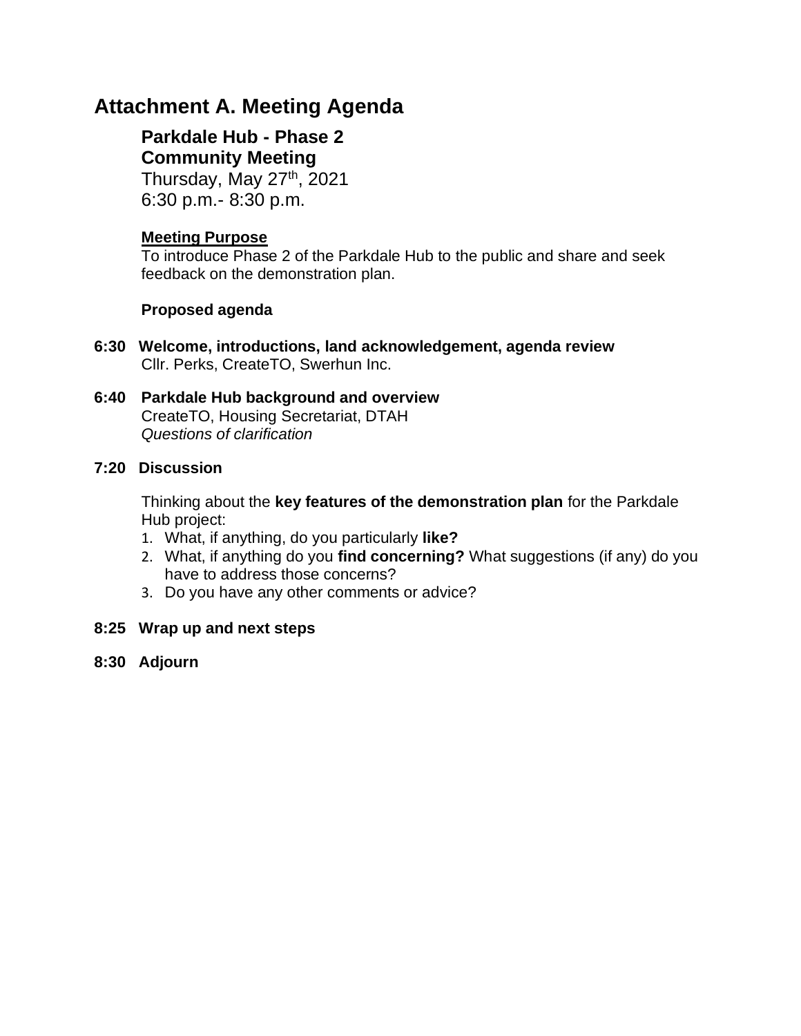# Attachment A. Meeting Agenda

## Parkdale Hub - Phase 2
## Community Meeting

Thursday, May 27th, 2021
6:30 p.m.- 8:30 p.m.

**Meeting Purpose**

To introduce Phase 2 of the Parkdale Hub to the public and share and seek feedback on the demonstration plan.

**Proposed agenda**

**6:30 Welcome, introductions, land acknowledgement, agenda review**
Cllr. Perks, CreateTO, Swerhun Inc.

**6:40 Parkdale Hub background and overview**
CreateTO, Housing Secretariat, DTAH
*Questions of clarification*

**7:20 Discussion**

Thinking about the **key features of the demonstration plan** for the Parkdale Hub project:

1. What, if anything, do you particularly **like?**
2. What, if anything do you **find concerning?** What suggestions (if any) do you have to address those concerns?
3. Do you have any other comments or advice?

**8:25 Wrap up and next steps**

**8:30 Adjourn**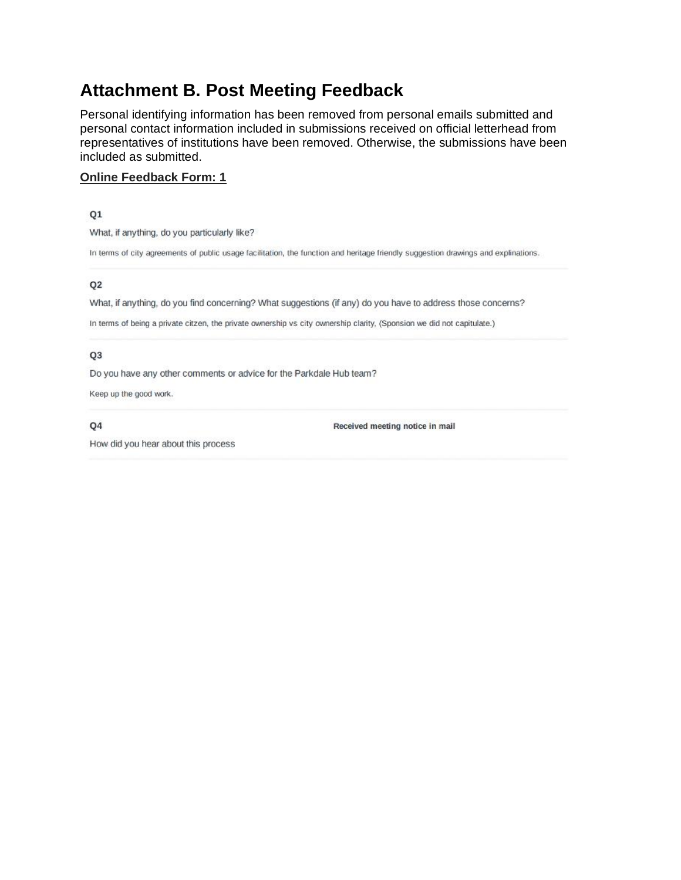# Attachment B. Post Meeting Feedback

Personal identifying information has been removed from personal emails submitted and personal contact information included in submissions received on official letterhead from representatives of institutions have been removed. Otherwise, the submissions have been included as submitted.

**Online Feedback Form: 1**

**Q1**

What, if anything, do you particularly like?

In terms of city agreements of public usage facilitation, the function and heritage friendly suggestion drawings and explinations.

**Q2**

What, if anything, do you find concerning? What suggestions (if any) do you have to address those concerns?

In terms of being a private citzen, the private ownership vs city ownership clarity, (Sponsion we did not capitulate.)

**Q3**

Do you have any other comments or advice for the Parkdale Hub team?

Keep up the good work.

**Q4**

How did you hear about this process

**Received meeting notice in mail**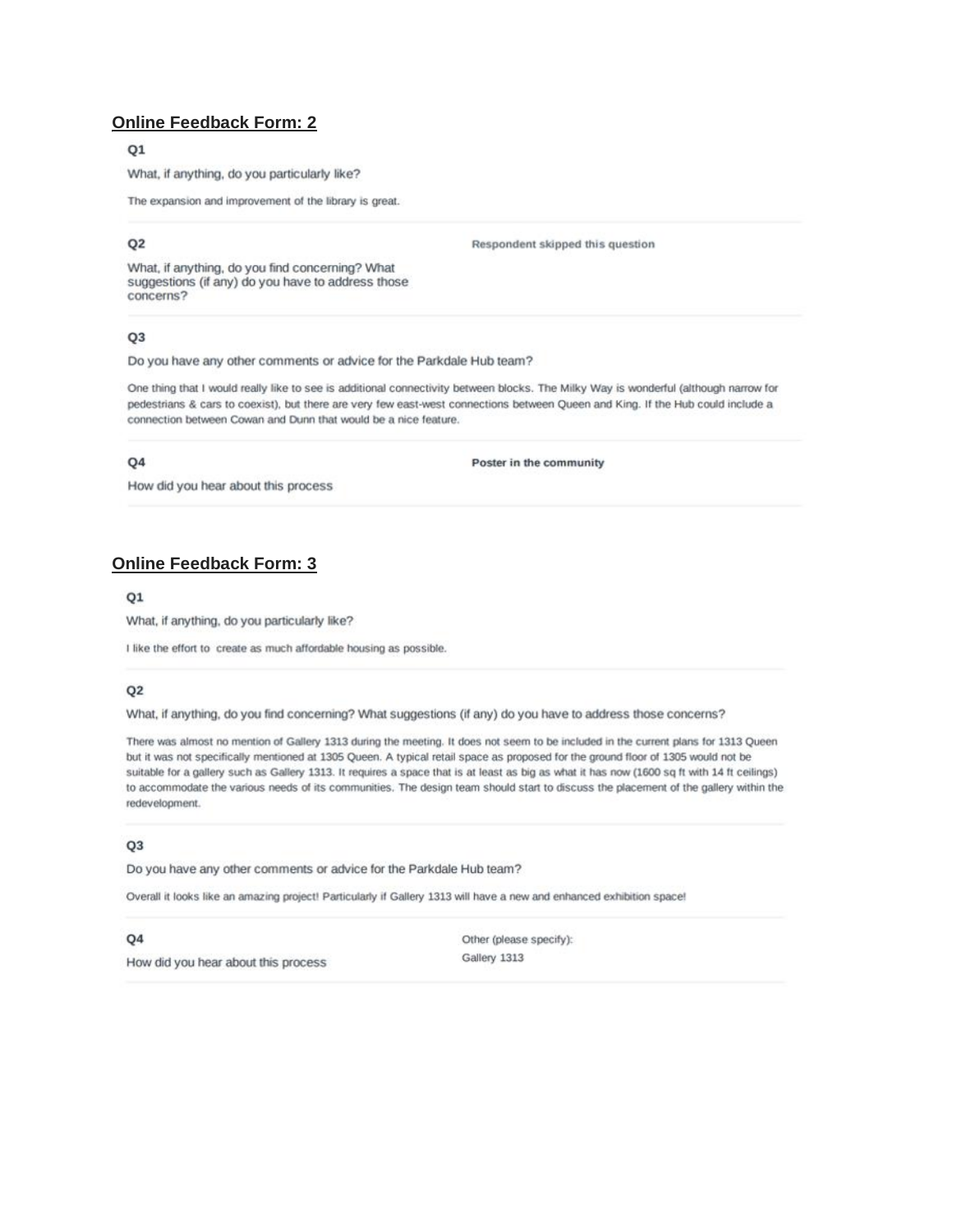## Online Feedback Form: 2

**Q1**

What, if anything, do you particularly like?

The expansion and improvement of the library is great.

**Q2**

What, if anything, do you find concerning? What suggestions (if any) do you have to address those concerns?

**Respondent skipped this question**

**Q3**

Do you have any other comments or advice for the Parkdale Hub team?

One thing that I would really like to see is additional connectivity between blocks. The Milky Way is wonderful (although narrow for pedestrians & cars to coexist), but there are very few east-west connections between Queen and King. If the Hub could include a connection between Cowan and Dunn that would be a nice feature.

**Q4**

How did you hear about this process

**Poster in the community**

## Online Feedback Form: 3

**Q1**

What, if anything, do you particularly like?

I like the effort to create as much affordable housing as possible.

**Q2**

What, if anything, do you find concerning? What suggestions (if any) do you have to address those concerns?

There was almost no mention of Gallery 1313 during the meeting. It does not seem to be included in the current plans for 1313 Queen but it was not specifically mentioned at 1305 Queen. A typical retail space as proposed for the ground floor of 1305 would not be suitable for a gallery such as Gallery 1313. It requires a space that is at least as big as what it has now (1600 sq ft with 14 ft ceilings) to accommodate the various needs of its communities. The design team should start to discuss the placement of the gallery within the redevelopment.

**Q3**

Do you have any other comments or advice for the Parkdale Hub team?

Overall it looks like an amazing project! Particularly if Gallery 1313 will have a new and enhanced exhibition space!

**Q4**

How did you hear about this process

Other (please specify):
Gallery 1313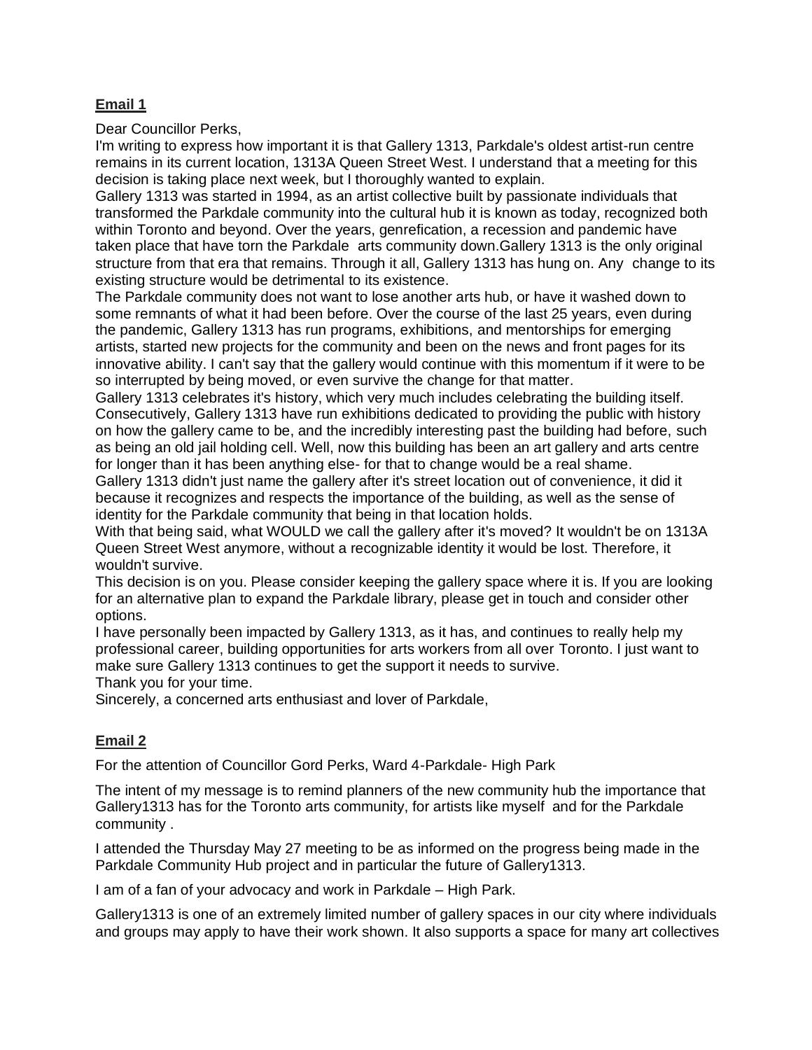**Email 1**

Dear Councillor Perks,

I'm writing to express how important it is that Gallery 1313, Parkdale's oldest artist-run centre remains in its current location, 1313A Queen Street West. I understand that a meeting for this decision is taking place next week, but I thoroughly wanted to explain.

Gallery 1313 was started in 1994, as an artist collective built by passionate individuals that transformed the Parkdale community into the cultural hub it is known as today, recognized both within Toronto and beyond. Over the years, genrefication, a recession and pandemic have taken place that have torn the Parkdale arts community down.Gallery 1313 is the only original structure from that era that remains. Through it all, Gallery 1313 has hung on. Any change to its existing structure would be detrimental to its existence.

The Parkdale community does not want to lose another arts hub, or have it washed down to some remnants of what it had been before. Over the course of the last 25 years, even during the pandemic, Gallery 1313 has run programs, exhibitions, and mentorships for emerging artists, started new projects for the community and been on the news and front pages for its innovative ability. I can't say that the gallery would continue with this momentum if it were to be so interrupted by being moved, or even survive the change for that matter.

Gallery 1313 celebrates it's history, which very much includes celebrating the building itself. Consecutively, Gallery 1313 have run exhibitions dedicated to providing the public with history on how the gallery came to be, and the incredibly interesting past the building had before, such as being an old jail holding cell. Well, now this building has been an art gallery and arts centre for longer than it has been anything else- for that to change would be a real shame.

Gallery 1313 didn't just name the gallery after it's street location out of convenience, it did it because it recognizes and respects the importance of the building, as well as the sense of identity for the Parkdale community that being in that location holds.

With that being said, what WOULD we call the gallery after it's moved? It wouldn't be on 1313A Queen Street West anymore, without a recognizable identity it would be lost. Therefore, it wouldn't survive.

This decision is on you. Please consider keeping the gallery space where it is. If you are looking for an alternative plan to expand the Parkdale library, please get in touch and consider other options.

I have personally been impacted by Gallery 1313, as it has, and continues to really help my professional career, building opportunities for arts workers from all over Toronto. I just want to make sure Gallery 1313 continues to get the support it needs to survive.

Thank you for your time.

Sincerely, a concerned arts enthusiast and lover of Parkdale,

**Email 2**

For the attention of Councillor Gord Perks, Ward 4-Parkdale- High Park

The intent of my message is to remind planners of the new community hub the importance that Gallery1313 has for the Toronto arts community, for artists like myself and for the Parkdale community .

I attended the Thursday May 27 meeting to be as informed on the progress being made in the Parkdale Community Hub project and in particular the future of Gallery1313.

I am of a fan of your advocacy and work in Parkdale – High Park.

Gallery1313 is one of an extremely limited number of gallery spaces in our city where individuals and groups may apply to have their work shown. It also supports a space for many art collectives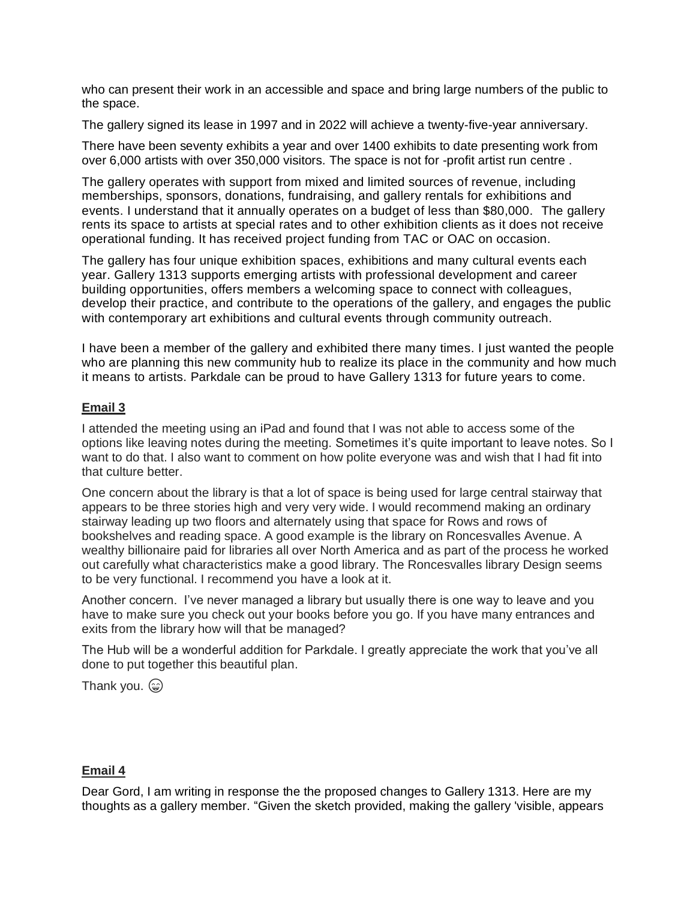who can present their work in an accessible and space and bring large numbers of the public to the space.

The gallery signed its lease in 1997 and in 2022 will achieve a twenty-five-year anniversary.

There have been seventy exhibits a year and over 1400 exhibits to date presenting work from over 6,000 artists with over 350,000 visitors. The space is not for -profit artist run centre .

The gallery operates with support from mixed and limited sources of revenue, including memberships, sponsors, donations, fundraising, and gallery rentals for exhibitions and events. I understand that it annually operates on a budget of less than $80,000. The gallery rents its space to artists at special rates and to other exhibition clients as it does not receive operational funding. It has received project funding from TAC or OAC on occasion.

The gallery has four unique exhibition spaces, exhibitions and many cultural events each year. Gallery 1313 supports emerging artists with professional development and career building opportunities, offers members a welcoming space to connect with colleagues, develop their practice, and contribute to the operations of the gallery, and engages the public with contemporary art exhibitions and cultural events through community outreach.

I have been a member of the gallery and exhibited there many times. I just wanted the people who are planning this new community hub to realize its place in the community and how much it means to artists. Parkdale can be proud to have Gallery 1313 for future years to come.

**Email 3**

I attended the meeting using an iPad and found that I was not able to access some of the options like leaving notes during the meeting. Sometimes it's quite important to leave notes. So I want to do that. I also want to comment on how polite everyone was and wish that I had fit into that culture better.

One concern about the library is that a lot of space is being used for large central stairway that appears to be three stories high and very very wide. I would recommend making an ordinary stairway leading up two floors and alternately using that space for Rows and rows of bookshelves and reading space. A good example is the library on Roncesvalles Avenue. A wealthy billionaire paid for libraries all over North America and as part of the process he worked out carefully what characteristics make a good library. The Roncesvalles library Design seems to be very functional. I recommend you have a look at it.

Another concern. I've never managed a library but usually there is one way to leave and you have to make sure you check out your books before you go. If you have many entrances and exits from the library how will that be managed?

The Hub will be a wonderful addition for Parkdale. I greatly appreciate the work that you've all done to put together this beautiful plan.

Thank you. 😁

**Email 4**

Dear Gord, I am writing in response the the proposed changes to Gallery 1313. Here are my thoughts as a gallery member. "Given the sketch provided, making the gallery 'visible, appears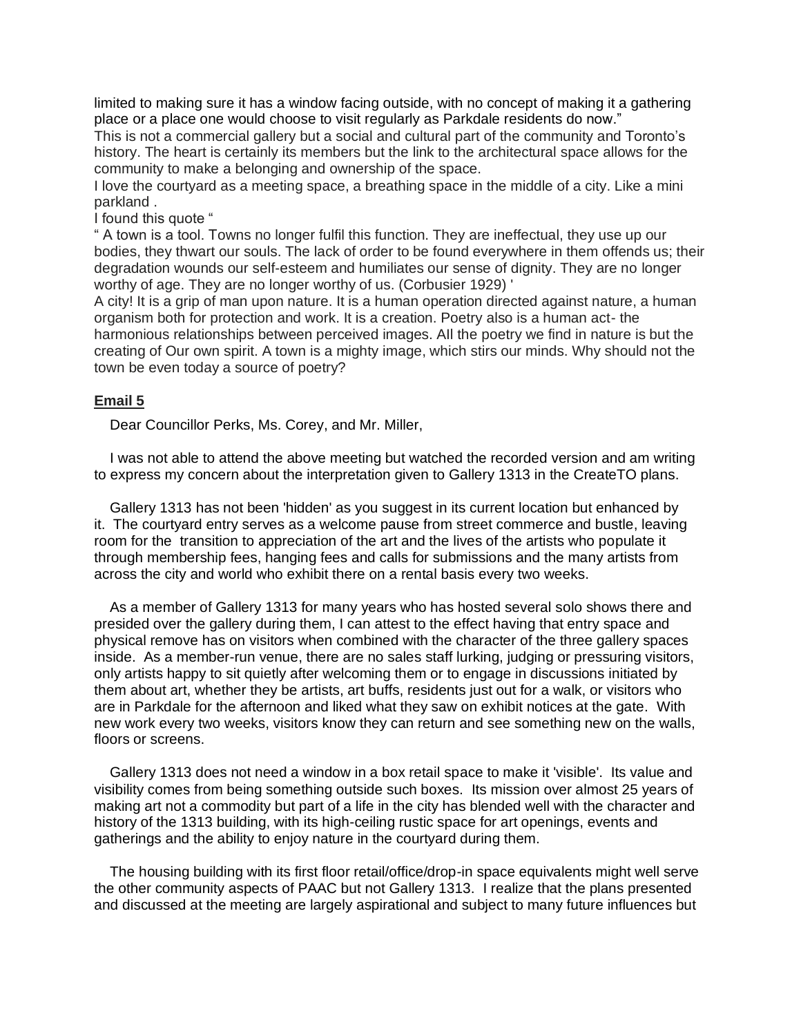limited to making sure it has a window facing outside, with no concept of making it a gathering place or a place one would choose to visit regularly as Parkdale residents do now."

This is not a commercial gallery but a social and cultural part of the community and Toronto's history. The heart is certainly its members but the link to the architectural space allows for the community to make a belonging and ownership of the space.

I love the courtyard as a meeting space, a breathing space in the middle of a city. Like a mini parkland .

I found this quote "

" A town is a tool. Towns no longer fulfil this function. They are ineffectual, they use up our bodies, they thwart our souls. The lack of order to be found everywhere in them offends us; their degradation wounds our self-esteem and humiliates our sense of dignity. They are no longer worthy of age. They are no longer worthy of us. (Corbusier 1929) '

A city! It is a grip of man upon nature. It is a human operation directed against nature, a human organism both for protection and work. It is a creation. Poetry also is a human act- the harmonious relationships between perceived images. All the poetry we find in nature is but the creating of Our own spirit. A town is a mighty image, which stirs our minds. Why should not the town be even today a source of poetry?

**Email 5**

Dear Councillor Perks, Ms. Corey, and Mr. Miller,

I was not able to attend the above meeting but watched the recorded version and am writing to express my concern about the interpretation given to Gallery 1313 in the CreateTO plans.

Gallery 1313 has not been 'hidden' as you suggest in its current location but enhanced by it. The courtyard entry serves as a welcome pause from street commerce and bustle, leaving room for the transition to appreciation of the art and the lives of the artists who populate it through membership fees, hanging fees and calls for submissions and the many artists from across the city and world who exhibit there on a rental basis every two weeks.

As a member of Gallery 1313 for many years who has hosted several solo shows there and presided over the gallery during them, I can attest to the effect having that entry space and physical remove has on visitors when combined with the character of the three gallery spaces inside. As a member-run venue, there are no sales staff lurking, judging or pressuring visitors, only artists happy to sit quietly after welcoming them or to engage in discussions initiated by them about art, whether they be artists, art buffs, residents just out for a walk, or visitors who are in Parkdale for the afternoon and liked what they saw on exhibit notices at the gate. With new work every two weeks, visitors know they can return and see something new on the walls, floors or screens.

Gallery 1313 does not need a window in a box retail space to make it 'visible'. Its value and visibility comes from being something outside such boxes. Its mission over almost 25 years of making art not a commodity but part of a life in the city has blended well with the character and history of the 1313 building, with its high-ceiling rustic space for art openings, events and gatherings and the ability to enjoy nature in the courtyard during them.

The housing building with its first floor retail/office/drop-in space equivalents might well serve the other community aspects of PAAC but not Gallery 1313. I realize that the plans presented and discussed at the meeting are largely aspirational and subject to many future influences but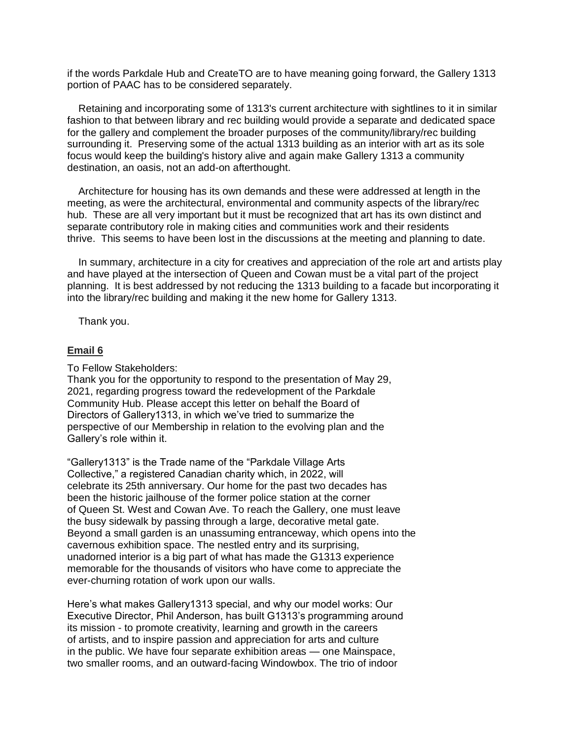if the words Parkdale Hub and CreateTO are to have meaning going forward, the Gallery 1313 portion of PAAC has to be considered separately.

Retaining and incorporating some of 1313's current architecture with sightlines to it in similar fashion to that between library and rec building would provide a separate and dedicated space for the gallery and complement the broader purposes of the community/library/rec building surrounding it. Preserving some of the actual 1313 building as an interior with art as its sole focus would keep the building's history alive and again make Gallery 1313 a community destination, an oasis, not an add-on afterthought.

Architecture for housing has its own demands and these were addressed at length in the meeting, as were the architectural, environmental and community aspects of the library/rec hub. These are all very important but it must be recognized that art has its own distinct and separate contributory role in making cities and communities work and their residents thrive. This seems to have been lost in the discussions at the meeting and planning to date.

In summary, architecture in a city for creatives and appreciation of the role art and artists play and have played at the intersection of Queen and Cowan must be a vital part of the project planning. It is best addressed by not reducing the 1313 building to a facade but incorporating it into the library/rec building and making it the new home for Gallery 1313.

Thank you.

**Email 6**

To Fellow Stakeholders:
Thank you for the opportunity to respond to the presentation of May 29, 2021, regarding progress toward the redevelopment of the Parkdale Community Hub. Please accept this letter on behalf the Board of Directors of Gallery1313, in which we've tried to summarize the perspective of our Membership in relation to the evolving plan and the Gallery's role within it.

"Gallery1313" is the Trade name of the "Parkdale Village Arts Collective," a registered Canadian charity which, in 2022, will celebrate its 25th anniversary. Our home for the past two decades has been the historic jailhouse of the former police station at the corner of Queen St. West and Cowan Ave. To reach the Gallery, one must leave the busy sidewalk by passing through a large, decorative metal gate. Beyond a small garden is an unassuming entranceway, which opens into the cavernous exhibition space. The nestled entry and its surprising, unadorned interior is a big part of what has made the G1313 experience memorable for the thousands of visitors who have come to appreciate the ever-churning rotation of work upon our walls.

Here's what makes Gallery1313 special, and why our model works: Our Executive Director, Phil Anderson, has built G1313's programming around its mission - to promote creativity, learning and growth in the careers of artists, and to inspire passion and appreciation for arts and culture in the public. We have four separate exhibition areas — one Mainspace, two smaller rooms, and an outward-facing Windowbox. The trio of indoor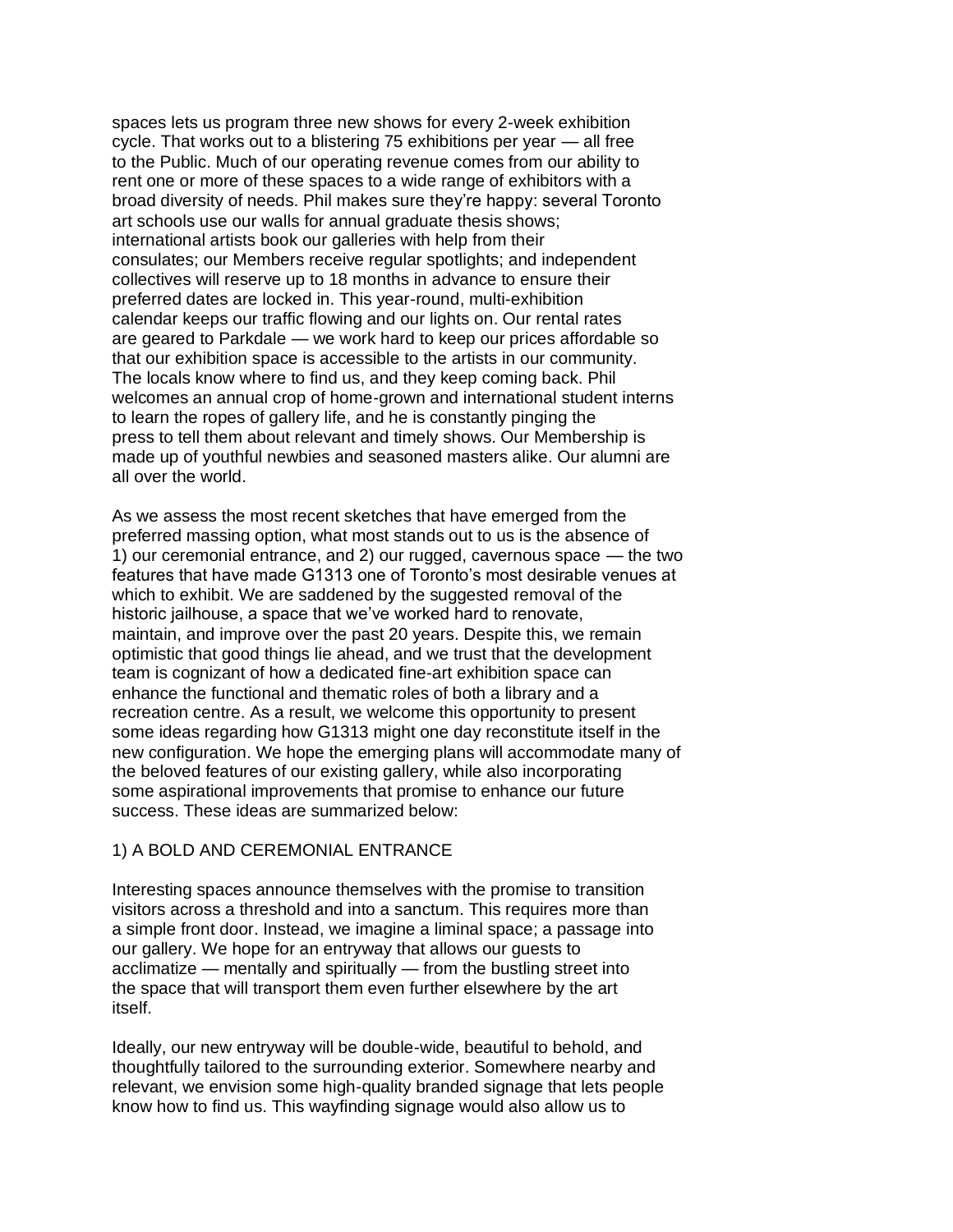spaces lets us program three new shows for every 2-week exhibition cycle. That works out to a blistering 75 exhibitions per year — all free to the Public. Much of our operating revenue comes from our ability to rent one or more of these spaces to a wide range of exhibitors with a broad diversity of needs. Phil makes sure they're happy: several Toronto art schools use our walls for annual graduate thesis shows; international artists book our galleries with help from their consulates; our Members receive regular spotlights; and independent collectives will reserve up to 18 months in advance to ensure their preferred dates are locked in. This year-round, multi-exhibition calendar keeps our traffic flowing and our lights on. Our rental rates are geared to Parkdale — we work hard to keep our prices affordable so that our exhibition space is accessible to the artists in our community. The locals know where to find us, and they keep coming back. Phil welcomes an annual crop of home-grown and international student interns to learn the ropes of gallery life, and he is constantly pinging the press to tell them about relevant and timely shows. Our Membership is made up of youthful newbies and seasoned masters alike. Our alumni are all over the world.

As we assess the most recent sketches that have emerged from the preferred massing option, what most stands out to us is the absence of 1) our ceremonial entrance, and 2) our rugged, cavernous space — the two features that have made G1313 one of Toronto's most desirable venues at which to exhibit. We are saddened by the suggested removal of the historic jailhouse, a space that we've worked hard to renovate, maintain, and improve over the past 20 years. Despite this, we remain optimistic that good things lie ahead, and we trust that the development team is cognizant of how a dedicated fine-art exhibition space can enhance the functional and thematic roles of both a library and a recreation centre. As a result, we welcome this opportunity to present some ideas regarding how G1313 might one day reconstitute itself in the new configuration. We hope the emerging plans will accommodate many of the beloved features of our existing gallery, while also incorporating some aspirational improvements that promise to enhance our future success. These ideas are summarized below:

## 1) A BOLD AND CEREMONIAL ENTRANCE

Interesting spaces announce themselves with the promise to transition visitors across a threshold and into a sanctum. This requires more than a simple front door. Instead, we imagine a liminal space; a passage into our gallery. We hope for an entryway that allows our guests to acclimatize — mentally and spiritually — from the bustling street into the space that will transport them even further elsewhere by the art itself.

Ideally, our new entryway will be double-wide, beautiful to behold, and thoughtfully tailored to the surrounding exterior. Somewhere nearby and relevant, we envision some high-quality branded signage that lets people know how to find us. This wayfinding signage would also allow us to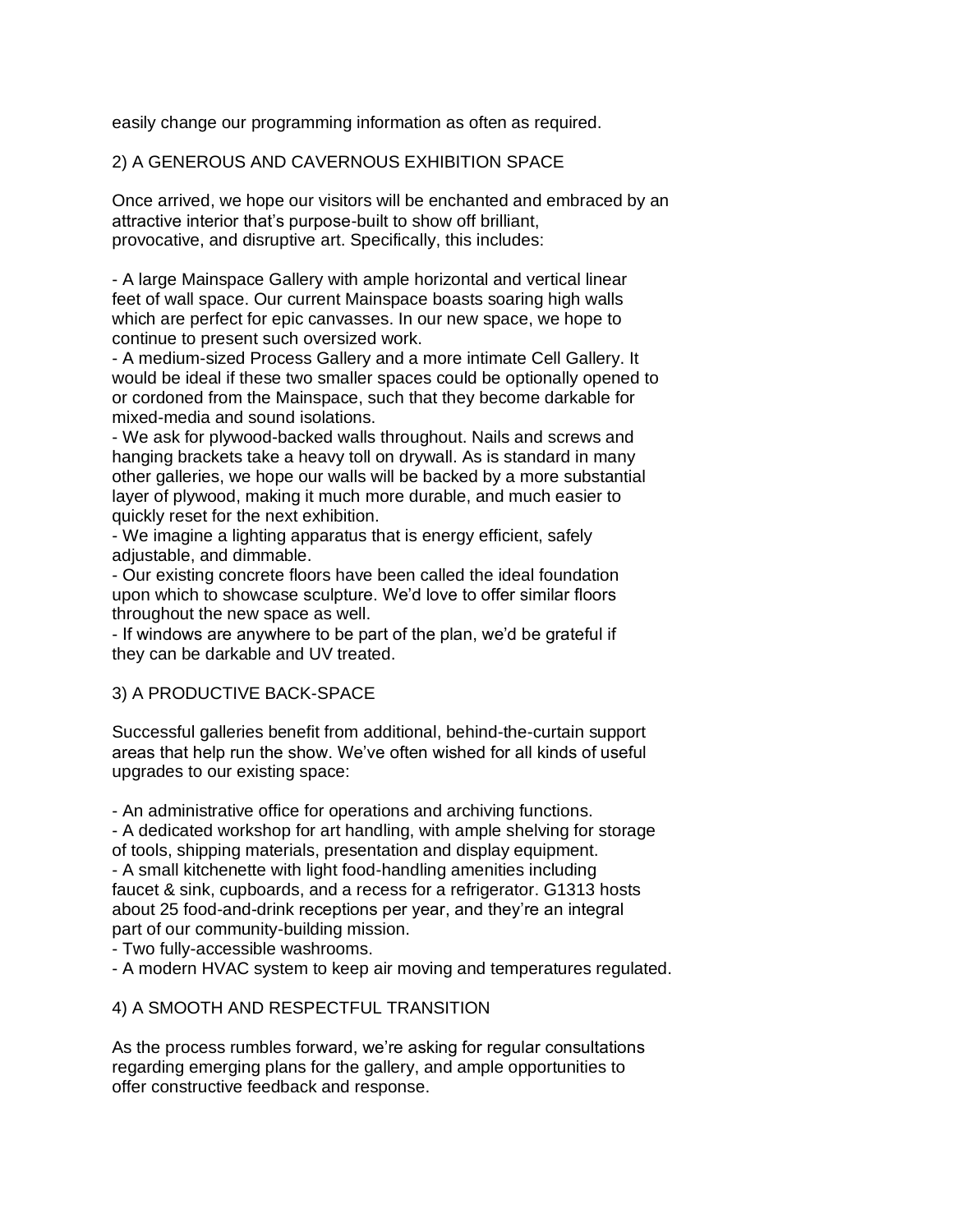easily change our programming information as often as required.

## 2) A GENEROUS AND CAVERNOUS EXHIBITION SPACE

Once arrived, we hope our visitors will be enchanted and embraced by an attractive interior that's purpose-built to show off brilliant, provocative, and disruptive art. Specifically, this includes:

- A large Mainspace Gallery with ample horizontal and vertical linear feet of wall space. Our current Mainspace boasts soaring high walls which are perfect for epic canvasses. In our new space, we hope to continue to present such oversized work.
- A medium-sized Process Gallery and a more intimate Cell Gallery. It would be ideal if these two smaller spaces could be optionally opened to or cordoned from the Mainspace, such that they become darkable for mixed-media and sound isolations.
- We ask for plywood-backed walls throughout. Nails and screws and hanging brackets take a heavy toll on drywall. As is standard in many other galleries, we hope our walls will be backed by a more substantial layer of plywood, making it much more durable, and much easier to quickly reset for the next exhibition.
- We imagine a lighting apparatus that is energy efficient, safely adjustable, and dimmable.
- Our existing concrete floors have been called the ideal foundation upon which to showcase sculpture. We'd love to offer similar floors throughout the new space as well.
- If windows are anywhere to be part of the plan, we'd be grateful if they can be darkable and UV treated.

## 3) A PRODUCTIVE BACK-SPACE

Successful galleries benefit from additional, behind-the-curtain support areas that help run the show. We've often wished for all kinds of useful upgrades to our existing space:

- An administrative office for operations and archiving functions.
- A dedicated workshop for art handling, with ample shelving for storage of tools, shipping materials, presentation and display equipment.
- A small kitchenette with light food-handling amenities including faucet & sink, cupboards, and a recess for a refrigerator. G1313 hosts about 25 food-and-drink receptions per year, and they're an integral part of our community-building mission.
- Two fully-accessible washrooms.
- A modern HVAC system to keep air moving and temperatures regulated.

## 4) A SMOOTH AND RESPECTFUL TRANSITION

As the process rumbles forward, we're asking for regular consultations regarding emerging plans for the gallery, and ample opportunities to offer constructive feedback and response.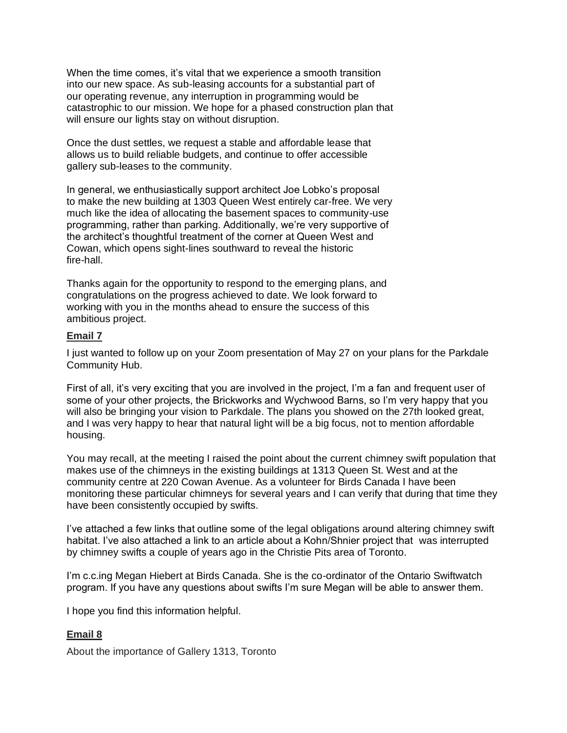When the time comes, it's vital that we experience a smooth transition into our new space. As sub-leasing accounts for a substantial part of our operating revenue, any interruption in programming would be catastrophic to our mission. We hope for a phased construction plan that will ensure our lights stay on without disruption.

Once the dust settles, we request a stable and affordable lease that allows us to build reliable budgets, and continue to offer accessible gallery sub-leases to the community.

In general, we enthusiastically support architect Joe Lobko's proposal to make the new building at 1303 Queen West entirely car-free. We very much like the idea of allocating the basement spaces to community-use programming, rather than parking. Additionally, we're very supportive of the architect's thoughtful treatment of the corner at Queen West and Cowan, which opens sight-lines southward to reveal the historic fire-hall.

Thanks again for the opportunity to respond to the emerging plans, and congratulations on the progress achieved to date. We look forward to working with you in the months ahead to ensure the success of this ambitious project.

**Email 7**

I just wanted to follow up on your Zoom presentation of May 27 on your plans for the Parkdale Community Hub.

First of all, it's very exciting that you are involved in the project, I'm a fan and frequent user of some of your other projects, the Brickworks and Wychwood Barns, so I'm very happy that you will also be bringing your vision to Parkdale. The plans you showed on the 27th looked great, and I was very happy to hear that natural light will be a big focus, not to mention affordable housing.

You may recall, at the meeting I raised the point about the current chimney swift population that makes use of the chimneys in the existing buildings at 1313 Queen St. West and at the community centre at 220 Cowan Avenue. As a volunteer for Birds Canada I have been monitoring these particular chimneys for several years and I can verify that during that time they have been consistently occupied by swifts.

I've attached a few links that outline some of the legal obligations around altering chimney swift habitat. I've also attached a link to an article about a Kohn/Shnier project that was interrupted by chimney swifts a couple of years ago in the Christie Pits area of Toronto.

I'm c.c.ing Megan Hiebert at Birds Canada. She is the co-ordinator of the Ontario Swiftwatch program. If you have any questions about swifts I'm sure Megan will be able to answer them.

I hope you find this information helpful.

**Email 8**

About the importance of Gallery 1313, Toronto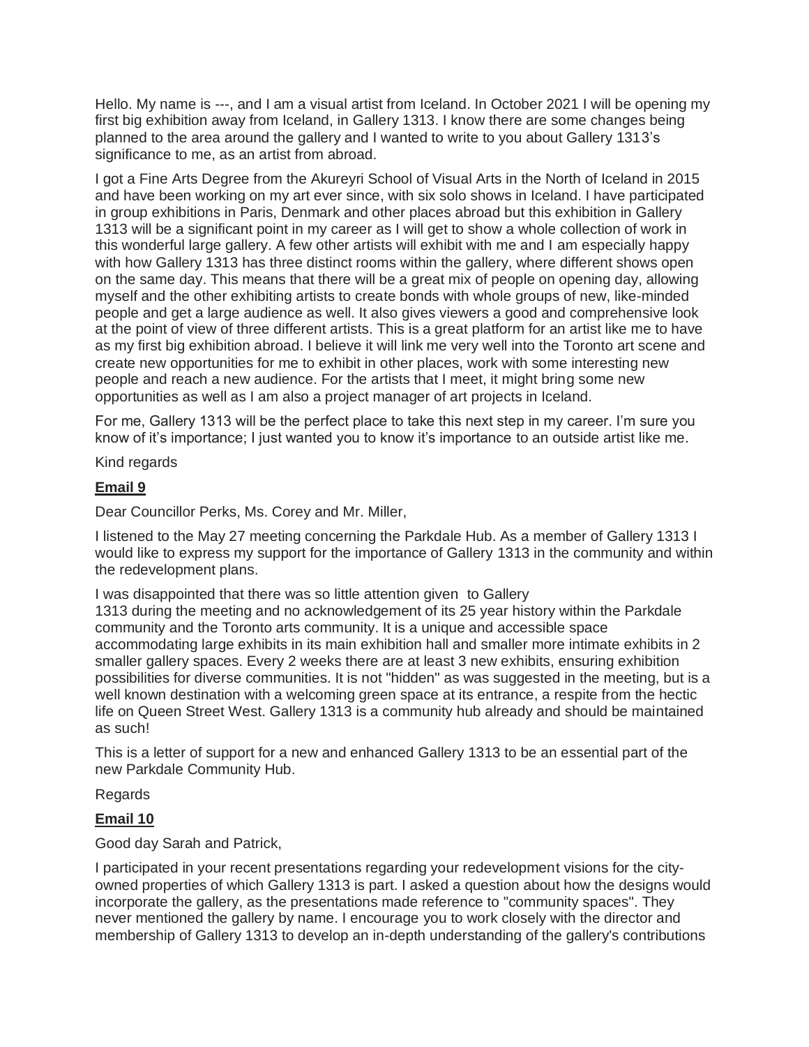Hello. My name is ---, and I am a visual artist from Iceland. In October 2021 I will be opening my first big exhibition away from Iceland, in Gallery 1313. I know there are some changes being planned to the area around the gallery and I wanted to write to you about Gallery 1313's significance to me, as an artist from abroad.

I got a Fine Arts Degree from the Akureyri School of Visual Arts in the North of Iceland in 2015 and have been working on my art ever since, with six solo shows in Iceland. I have participated in group exhibitions in Paris, Denmark and other places abroad but this exhibition in Gallery 1313 will be a significant point in my career as I will get to show a whole collection of work in this wonderful large gallery. A few other artists will exhibit with me and I am especially happy with how Gallery 1313 has three distinct rooms within the gallery, where different shows open on the same day. This means that there will be a great mix of people on opening day, allowing myself and the other exhibiting artists to create bonds with whole groups of new, like-minded people and get a large audience as well. It also gives viewers a good and comprehensive look at the point of view of three different artists. This is a great platform for an artist like me to have as my first big exhibition abroad. I believe it will link me very well into the Toronto art scene and create new opportunities for me to exhibit in other places, work with some interesting new people and reach a new audience. For the artists that I meet, it might bring some new opportunities as well as I am also a project manager of art projects in Iceland.

For me, Gallery 1313 will be the perfect place to take this next step in my career. I'm sure you know of it's importance; I just wanted you to know it's importance to an outside artist like me.

Kind regards

**Email 9**

Dear Councillor Perks, Ms. Corey and Mr. Miller,

I listened to the May 27 meeting concerning the Parkdale Hub. As a member of Gallery 1313 I would like to express my support for the importance of Gallery 1313 in the community and within the redevelopment plans.

I was disappointed that there was so little attention given to Gallery 1313 during the meeting and no acknowledgement of its 25 year history within the Parkdale community and the Toronto arts community. It is a unique and accessible space accommodating large exhibits in its main exhibition hall and smaller more intimate exhibits in 2 smaller gallery spaces. Every 2 weeks there are at least 3 new exhibits, ensuring exhibition possibilities for diverse communities. It is not "hidden" as was suggested in the meeting, but is a well known destination with a welcoming green space at its entrance, a respite from the hectic life on Queen Street West. Gallery 1313 is a community hub already and should be maintained as such!

This is a letter of support for a new and enhanced Gallery 1313 to be an essential part of the new Parkdale Community Hub.

Regards

**Email 10**

Good day Sarah and Patrick,

I participated in your recent presentations regarding your redevelopment visions for the city-owned properties of which Gallery 1313 is part. I asked a question about how the designs would incorporate the gallery, as the presentations made reference to "community spaces". They never mentioned the gallery by name. I encourage you to work closely with the director and membership of Gallery 1313 to develop an in-depth understanding of the gallery's contributions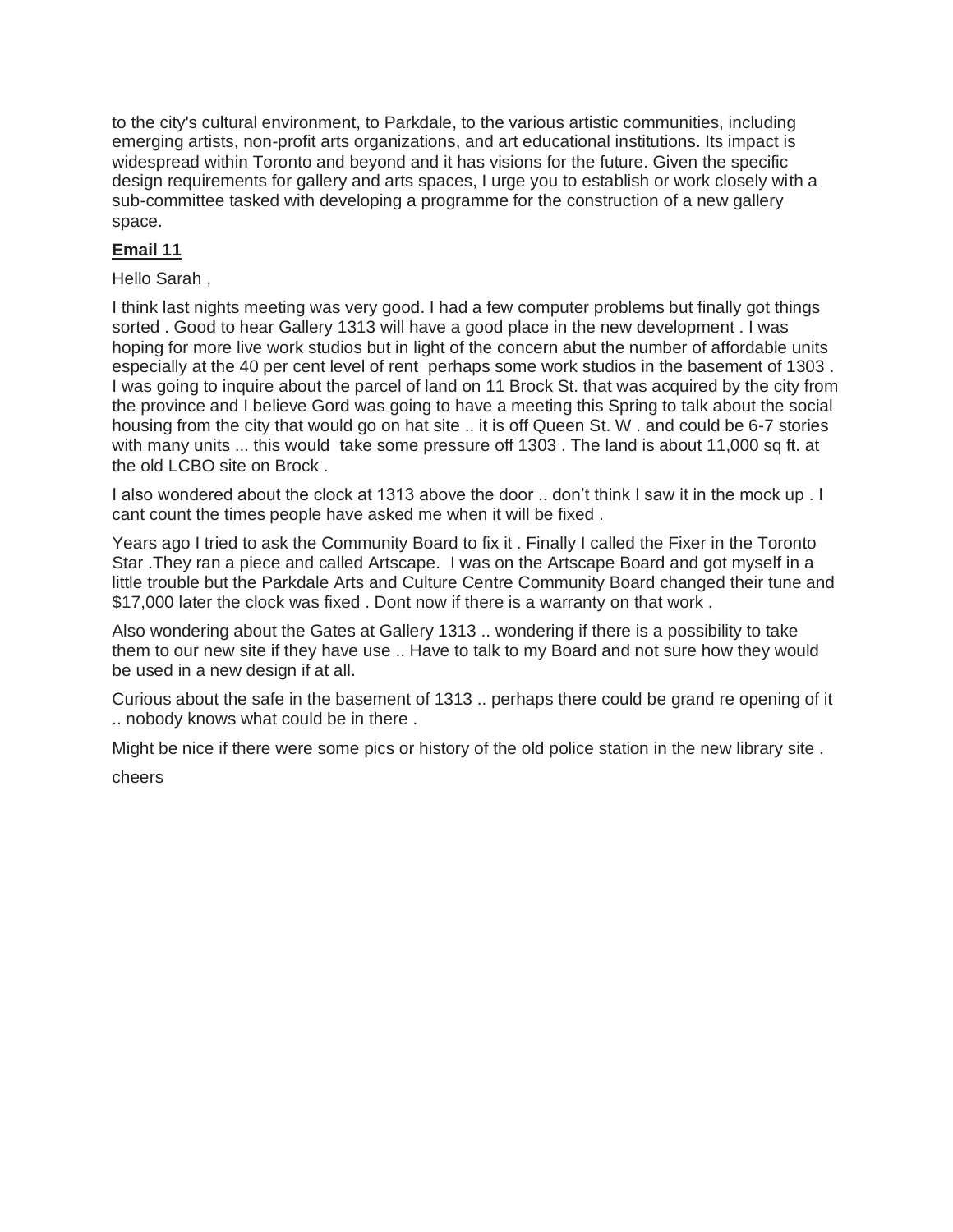to the city's cultural environment, to Parkdale, to the various artistic communities, including emerging artists, non-profit arts organizations, and art educational institutions. Its impact is widespread within Toronto and beyond and it has visions for the future. Given the specific design requirements for gallery and arts spaces, I urge you to establish or work closely with a sub-committee tasked with developing a programme for the construction of a new gallery space.

**Email 11**

Hello Sarah ,

I think last nights meeting was very good. I had a few computer problems but finally got things sorted . Good to hear Gallery 1313 will have a good place in the new development . I was hoping for more live work studios but in light of the concern abut the number of affordable units especially at the 40 per cent level of rent  perhaps some work studios in the basement of 1303 . I was going to inquire about the parcel of land on 11 Brock St. that was acquired by the city from the province and I believe Gord was going to have a meeting this Spring to talk about the social housing from the city that would go on hat site .. it is off Queen St. W . and could be 6-7 stories with many units ... this would  take some pressure off 1303 . The land is about 11,000 sq ft. at the old LCBO site on Brock .

I also wondered about the clock at 1313 above the door .. don't think I saw it in the mock up . I cant count the times people have asked me when it will be fixed .

Years ago I tried to ask the Community Board to fix it . Finally I called the Fixer in the Toronto Star .They ran a piece and called Artscape.  I was on the Artscape Board and got myself in a little trouble but the Parkdale Arts and Culture Centre Community Board changed their tune and $17,000 later the clock was fixed . Dont now if there is a warranty on that work .

Also wondering about the Gates at Gallery 1313 .. wondering if there is a possibility to take them to our new site if they have use .. Have to talk to my Board and not sure how they would be used in a new design if at all.

Curious about the safe in the basement of 1313 .. perhaps there could be grand re opening of it .. nobody knows what could be in there .

Might be nice if there were some pics or history of the old police station in the new library site .

cheers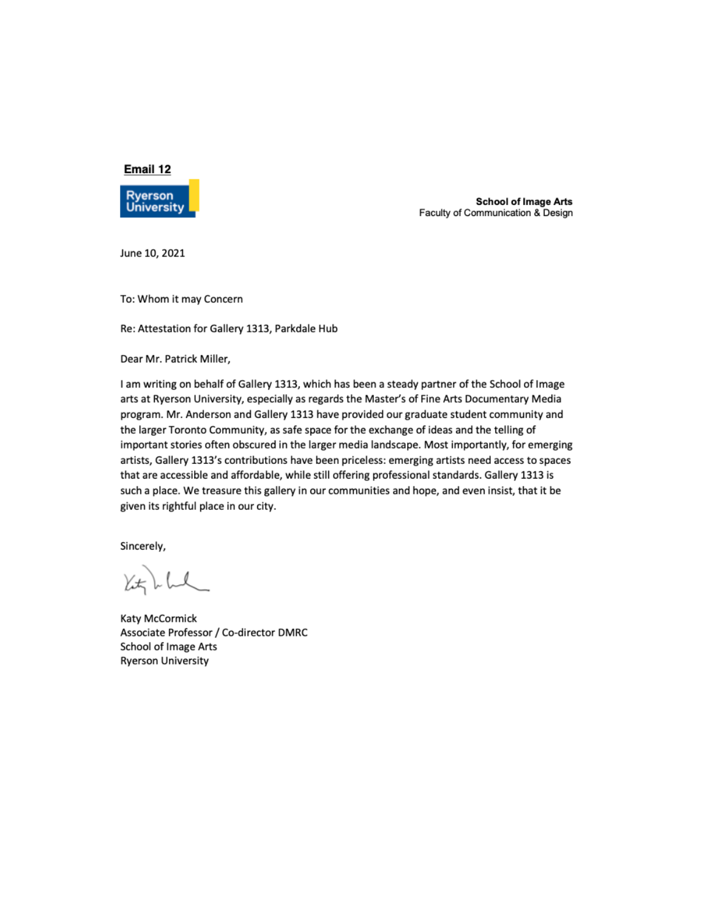**Email 12**

Ryerson University

**School of Image Arts**
Faculty of Communication & Design

June 10, 2021

To: Whom it may Concern

Re: Attestation for Gallery 1313, Parkdale Hub

Dear Mr. Patrick Miller,

I am writing on behalf of Gallery 1313, which has been a steady partner of the School of Image arts at Ryerson University, especially as regards the Master's of Fine Arts Documentary Media program. Mr. Anderson and Gallery 1313 have provided our graduate student community and the larger Toronto Community, as safe space for the exchange of ideas and the telling of important stories often obscured in the larger media landscape. Most importantly, for emerging artists, Gallery 1313's contributions have been priceless: emerging artists need access to spaces that are accessible and affordable, while still offering professional standards. Gallery 1313 is such a place. We treasure this gallery in our communities and hope, and even insist, that it be given its rightful place in our city.

Sincerely,

Katy McCormick
Associate Professor / Co-director DMRC
School of Image Arts
Ryerson University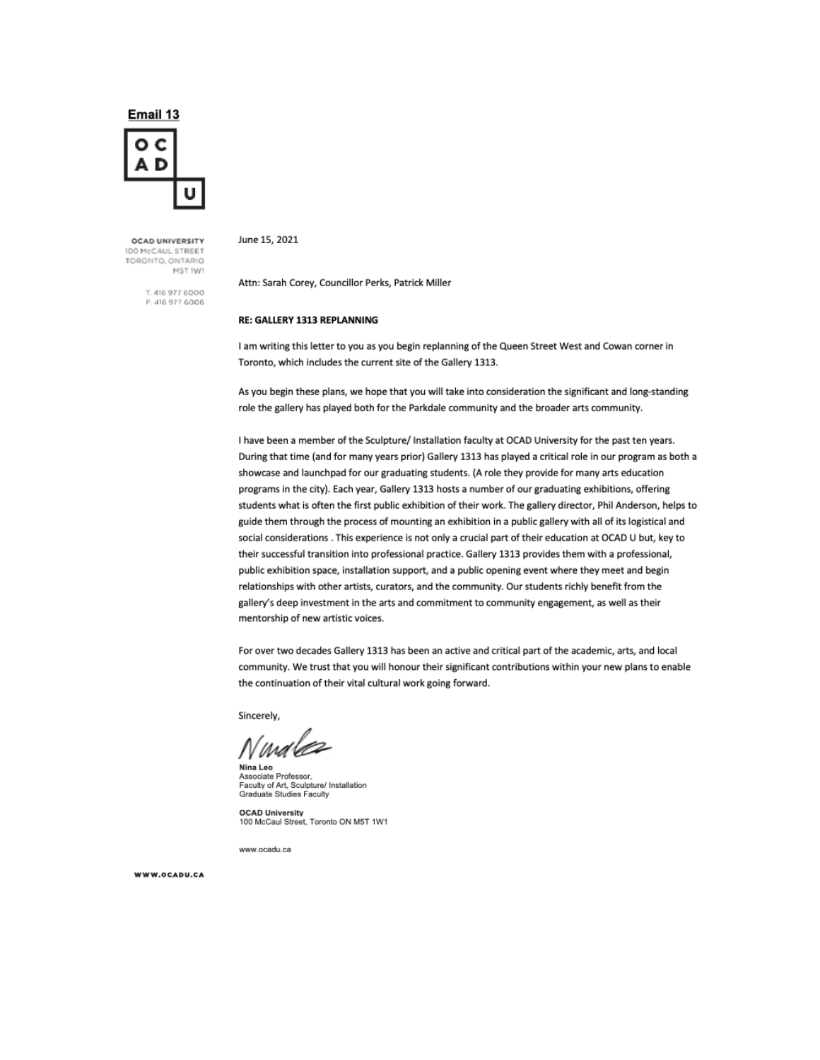**Email 13**

OC
AD
U

OCAD UNIVERSITY
100 McCAUL STREET
TORONTO, ONTARIO
M5T 1W1

T. 416 977 6000
F. 416 977 6006

June 15, 2021

Attn: Sarah Corey, Councillor Perks, Patrick Miller

**RE: GALLERY 1313 REPLANNING**

I am writing this letter to you as you begin replanning of the Queen Street West and Cowan corner in Toronto, which includes the current site of the Gallery 1313.

As you begin these plans, we hope that you will take into consideration the significant and long-standing role the gallery has played both for the Parkdale community and the broader arts community.

I have been a member of the Sculpture/ Installation faculty at OCAD University for the past ten years. During that time (and for many years prior) Gallery 1313 has played a critical role in our program as both a showcase and launchpad for our graduating students. (A role they provide for many arts education programs in the city). Each year, Gallery 1313 hosts a number of our graduating exhibitions, offering students what is often the first public exhibition of their work. The gallery director, Phil Anderson, helps to guide them through the process of mounting an exhibition in a public gallery with all of its logistical and social considerations . This experience is not only a crucial part of their education at OCAD U but, key to their successful transition into professional practice. Gallery 1313 provides them with a professional, public exhibition space, installation support, and a public opening event where they meet and begin relationships with other artists, curators, and the community. Our students richly benefit from the gallery's deep investment in the arts and commitment to community engagement, as well as their mentorship of new artistic voices.

For over two decades Gallery 1313 has been an active and critical part of the academic, arts, and local community. We trust that you will honour their significant contributions within your new plans to enable the continuation of their vital cultural work going forward.

Sincerely,

**Nina Leo**
Associate Professor,
Faculty of Art, Sculpture/ Installation
Graduate Studies Faculty

**OCAD University**
100 McCaul Street, Toronto ON M5T 1W1

www.ocadu.ca

WWW.OCADU.CA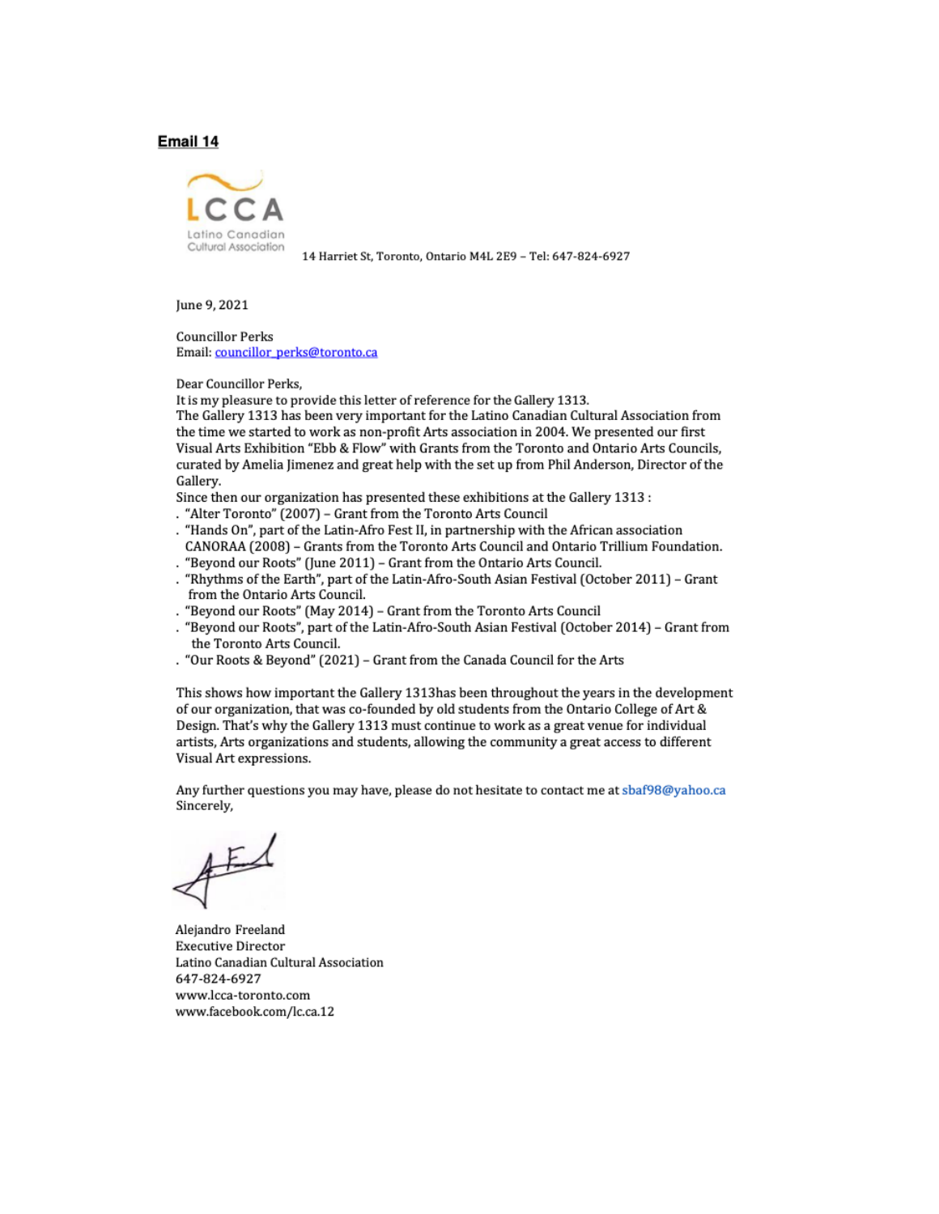**Email 14**

LCCA
Latino Canadian Cultural Association

14 Harriet St, Toronto, Ontario M4L 2E9 – Tel: 647-824-6927

June 9, 2021

Councillor Perks
Email: councillor_perks@toronto.ca

Dear Councillor Perks,
It is my pleasure to provide this letter of reference for the Gallery 1313.
The Gallery 1313 has been very important for the Latino Canadian Cultural Association from the time we started to work as non-profit Arts association in 2004. We presented our first Visual Arts Exhibition "Ebb & Flow" with Grants from the Toronto and Ontario Arts Councils, curated by Amelia Jimenez and great help with the set up from Phil Anderson, Director of the Gallery.
Since then our organization has presented these exhibitions at the Gallery 1313 :

- "Alter Toronto" (2007) – Grant from the Toronto Arts Council
- "Hands On", part of the Latin-Afro Fest II, in partnership with the African association CANORAA (2008) – Grants from the Toronto Arts Council and Ontario Trillium Foundation.
- "Beyond our Roots" (June 2011) – Grant from the Ontario Arts Council.
- "Rhythms of the Earth", part of the Latin-Afro-South Asian Festival (October 2011) – Grant from the Ontario Arts Council.
- "Beyond our Roots" (May 2014) – Grant from the Toronto Arts Council
- "Beyond our Roots", part of the Latin-Afro-South Asian Festival (October 2014) – Grant from the Toronto Arts Council.
- "Our Roots & Beyond" (2021) – Grant from the Canada Council for the Arts

This shows how important the Gallery 1313has been throughout the years in the development of our organization, that was co-founded by old students from the Ontario College of Art & Design. That's why the Gallery 1313 must continue to work as a great venue for individual artists, Arts organizations and students, allowing the community a great access to different Visual Art expressions.

Any further questions you may have, please do not hesitate to contact me at sbaf98@yahoo.ca
Sincerely,

Alejandro Freeland
Executive Director
Latino Canadian Cultural Association
647-824-6927
www.lcca-toronto.com
www.facebook.com/lc.ca.12